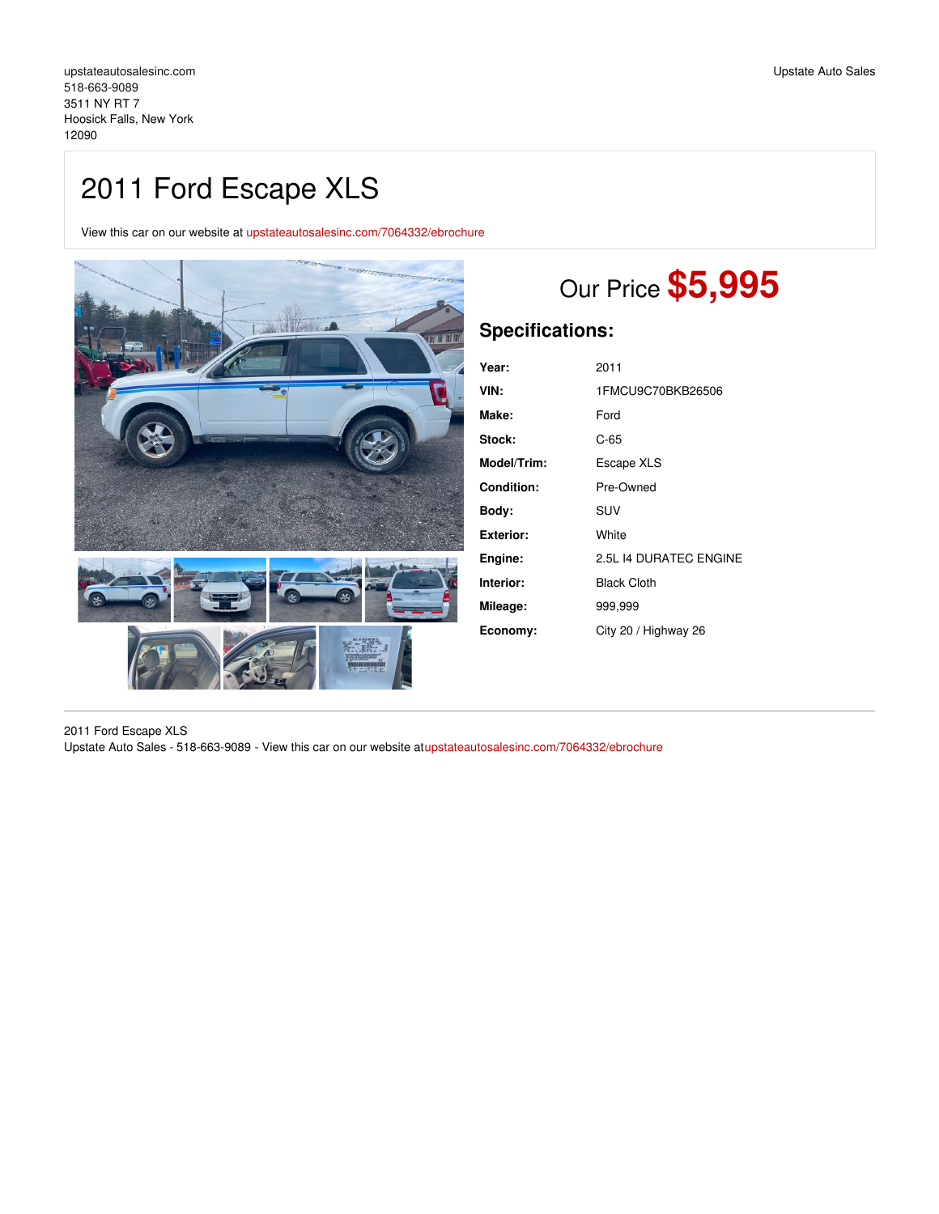upstateautosalesinc.com
518-663-9089
3511 NY RT 7
Hoosick Falls, New York
12090

Upstate Auto Sales

# 2011 Ford Escape XLS

View this car on our website at upstateautosalesinc.com/7064332/ebrochure

Our Price **$5,995**

## Specifications:

| | |
|---|---|
| **Year:** | 2011 |
| **VIN:** | 1FMCU9C70BKB26506 |
| **Make:** | Ford |
| **Stock:** | C-65 |
| **Model/Trim:** | Escape XLS |
| **Condition:** | Pre-Owned |
| **Body:** | SUV |
| **Exterior:** | White |
| **Engine:** | 2.5L I4 DURATEC ENGINE |
| **Interior:** | Black Cloth |
| **Mileage:** | 999,999 |
| **Economy:** | City 20 / Highway 26 |

2011 Ford Escape XLS
Upstate Auto Sales - 518-663-9089 - View this car on our website atupstateautosalesinc.com/7064332/ebrochure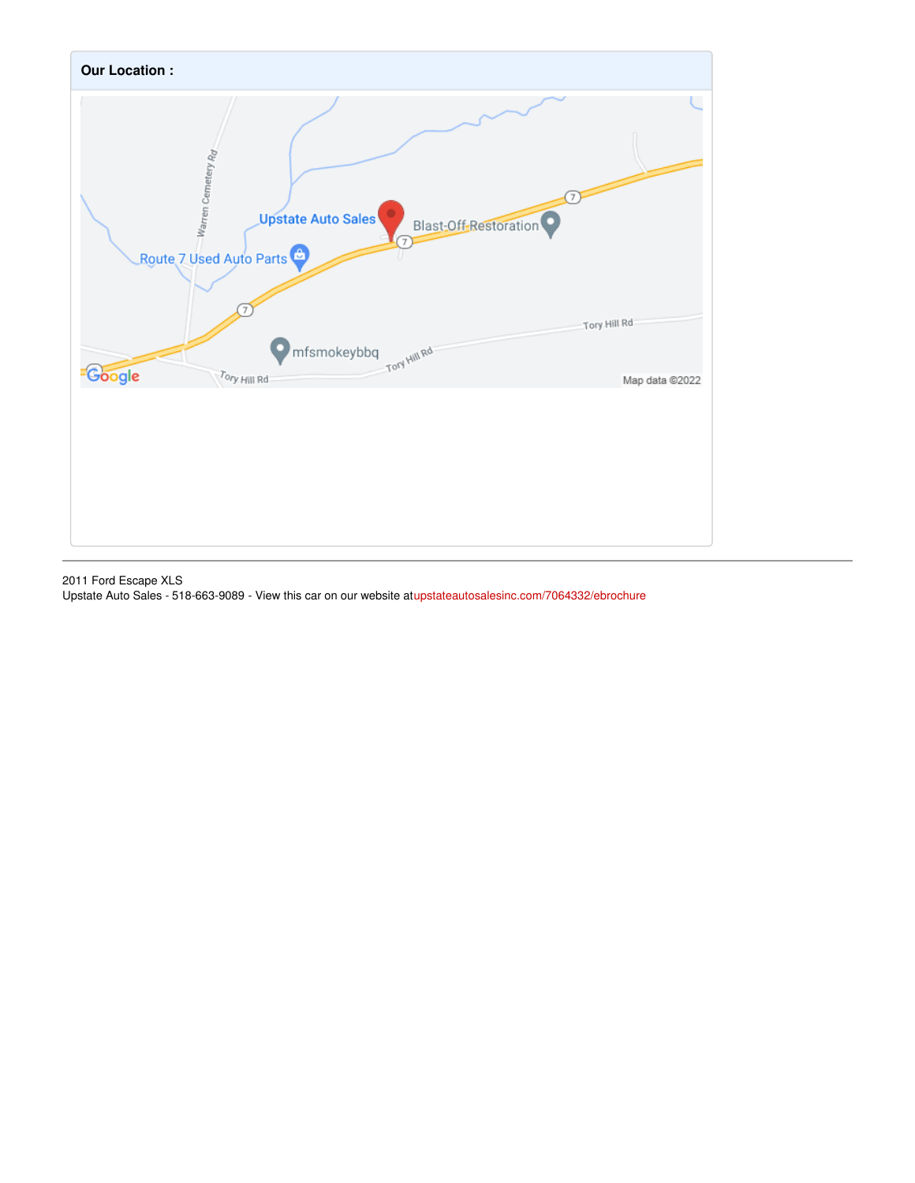**Our Location :**

2011 Ford Escape XLS
Upstate Auto Sales - 518-663-9089 - View this car on our website atupstateautosalesinc.com/7064332/ebrochure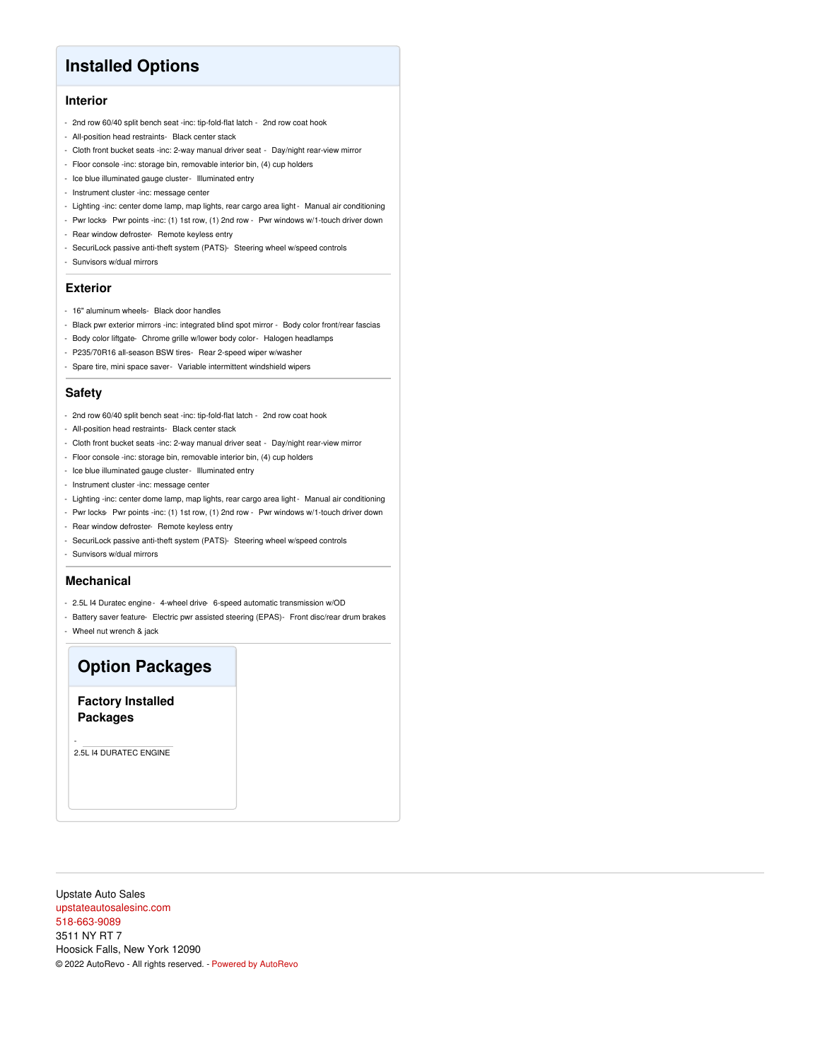# Installed Options

## Interior

- 2nd row 60/40 split bench seat -inc: tip-fold-flat latch - 2nd row coat hook
- All-position head restraints- Black center stack
- Cloth front bucket seats -inc: 2-way manual driver seat - Day/night rear-view mirror
- Floor console -inc: storage bin, removable interior bin, (4) cup holders
- Ice blue illuminated gauge cluster- Illuminated entry
- Instrument cluster -inc: message center
- Lighting -inc: center dome lamp, map lights, rear cargo area light - Manual air conditioning
- Pwr locks- Pwr points -inc: (1) 1st row, (1) 2nd row - Pwr windows w/1-touch driver down
- Rear window defroster- Remote keyless entry
- SecuriLock passive anti-theft system (PATS)- Steering wheel w/speed controls
- Sunvisors w/dual mirrors

## Exterior

- 16" aluminum wheels- Black door handles
- Black pwr exterior mirrors -inc: integrated blind spot mirror - Body color front/rear fascias
- Body color liftgate- Chrome grille w/lower body color- Halogen headlamps
- P235/70R16 all-season BSW tires- Rear 2-speed wiper w/washer
- Spare tire, mini space saver- Variable intermittent windshield wipers

## Safety

- 2nd row 60/40 split bench seat -inc: tip-fold-flat latch - 2nd row coat hook
- All-position head restraints- Black center stack
- Cloth front bucket seats -inc: 2-way manual driver seat - Day/night rear-view mirror
- Floor console -inc: storage bin, removable interior bin, (4) cup holders
- Ice blue illuminated gauge cluster- Illuminated entry
- Instrument cluster -inc: message center
- Lighting -inc: center dome lamp, map lights, rear cargo area light - Manual air conditioning
- Pwr locks- Pwr points -inc: (1) 1st row, (1) 2nd row - Pwr windows w/1-touch driver down
- Rear window defroster- Remote keyless entry
- SecuriLock passive anti-theft system (PATS)- Steering wheel w/speed controls
- Sunvisors w/dual mirrors

## Mechanical

- 2.5L I4 Duratec engine - 4-wheel drive- 6-speed automatic transmission w/OD
- Battery saver feature- Electric pwr assisted steering (EPAS)- Front disc/rear drum brakes
- Wheel nut wrench & jack

# Option Packages

## Factory Installed Packages

- 2.5L I4 DURATEC ENGINE

Upstate Auto Sales
upstateautosalesinc.com
518-663-9089
3511 NY RT 7
Hoosick Falls, New York 12090
© 2022 AutoRevo - All rights reserved. - Powered by AutoRevo